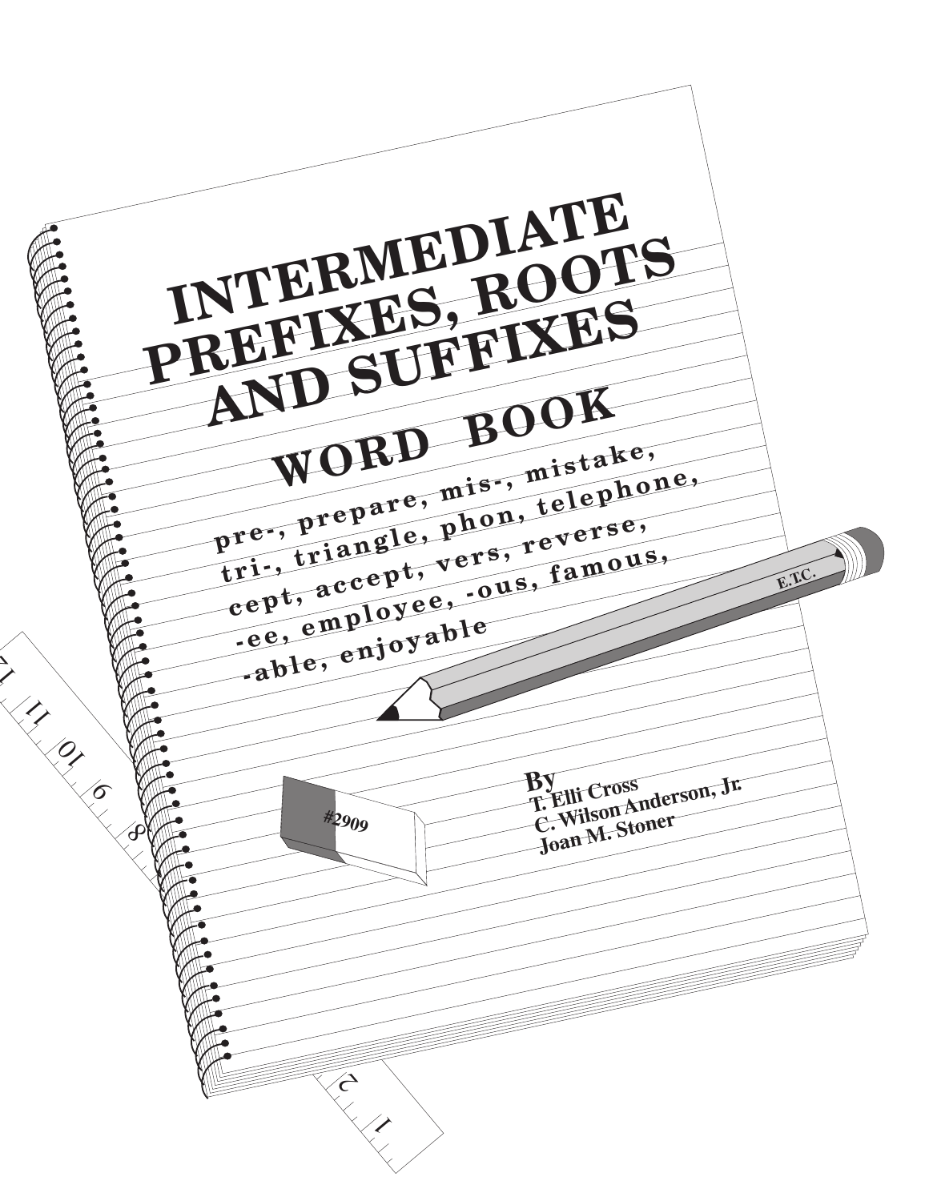# INTERMEDIATE PREFIXES, ROOTS AND SUFFIXES

## WORD BOOK

**pre-, prepare, mis-, mistake, tri-, triangle, phon, telephone, cept, accept, vers, reverse, -ee, employee, -ous, famous, -able, enjoyable**

E.T.C.

#2909

**By**
**T. Elli Cross**
**C. Wilson Anderson, Jr.**
**Joan M. Stoner**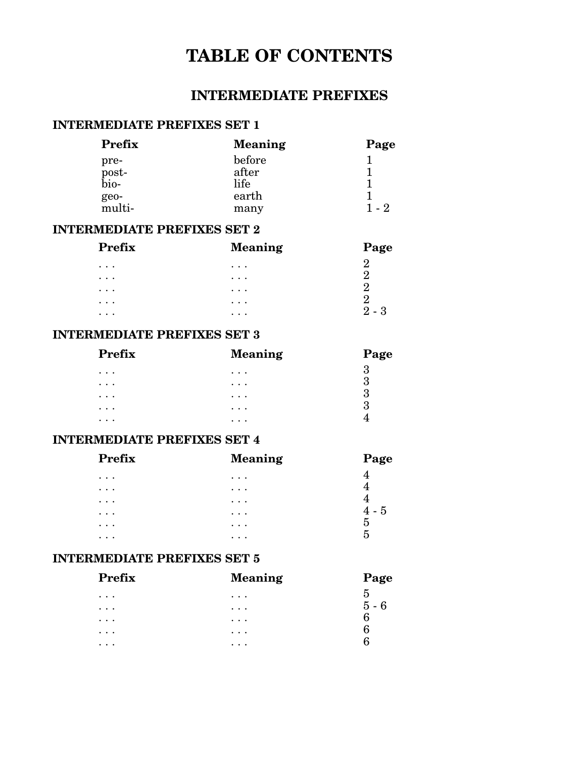# TABLE OF CONTENTS

## INTERMEDIATE PREFIXES

### INTERMEDIATE PREFIXES SET 1

| Prefix | Meaning | Page |
|---|---|---|
| pre- | before | 1 |
| post- | after | 1 |
| bio- | life | 1 |
| geo- | earth | 1 |
| multi- | many | 1 - 2 |

### INTERMEDIATE PREFIXES SET 2

| Prefix | Meaning | Page |
|---|---|---|
| . . . | . . . | 2 |
| . . . | . . . | 2 |
| . . . | . . . | 2 |
| . . . | . . . | 2 |
| . . . | . . . | 2 - 3 |

### INTERMEDIATE PREFIXES SET 3

| Prefix | Meaning | Page |
|---|---|---|
| . . . | . . . | 3 |
| . . . | . . . | 3 |
| . . . | . . . | 3 |
| . . . | . . . | 3 |
| . . . | . . . | 4 |

### INTERMEDIATE PREFIXES SET 4

| Prefix | Meaning | Page |
|---|---|---|
| . . . | . . . | 4 |
| . . . | . . . | 4 |
| . . . | . . . | 4 |
| . . . | . . . | 4 - 5 |
| . . . | . . . | 5 |
| . . . | . . . | 5 |

### INTERMEDIATE PREFIXES SET 5

| Prefix | Meaning | Page |
|---|---|---|
| . . . | . . . | 5 |
| . . . | . . . | 5 - 6 |
| . . . | . . . | 6 |
| . . . | . . . | 6 |
| . . . | . . . | 6 |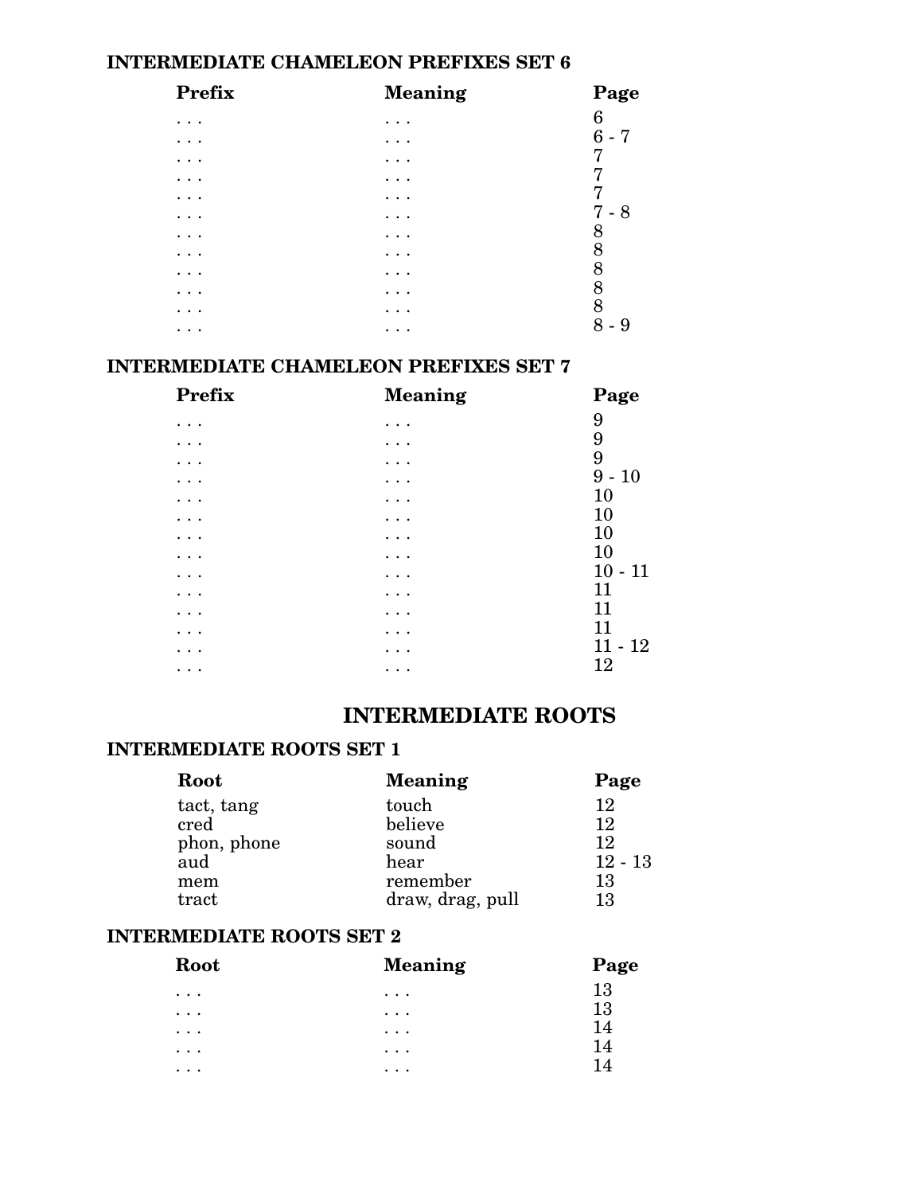### INTERMEDIATE CHAMELEON PREFIXES SET 6

| Prefix | Meaning | Page |
|---|---|---|
| . . . | . . . | 6 |
| . . . | . . . | 6 - 7 |
| . . . | . . . | 7 |
| . . . | . . . | 7 |
| . . . | . . . | 7 |
| . . . | . . . | 7 - 8 |
| . . . | . . . | 8 |
| . . . | . . . | 8 |
| . . . | . . . | 8 |
| . . . | . . . | 8 |
| . . . | . . . | 8 |
| . . . | . . . | 8 - 9 |

### INTERMEDIATE CHAMELEON PREFIXES SET 7

| Prefix | Meaning | Page |
|---|---|---|
| . . . | . . . | 9 |
| . . . | . . . | 9 |
| . . . | . . . | 9 |
| . . . | . . . | 9 - 10 |
| . . . | . . . | 10 |
| . . . | . . . | 10 |
| . . . | . . . | 10 |
| . . . | . . . | 10 |
| . . . | . . . | 10 - 11 |
| . . . | . . . | 11 |
| . . . | . . . | 11 |
| . . . | . . . | 11 |
| . . . | . . . | 11 - 12 |
| . . . | . . . | 12 |

## INTERMEDIATE ROOTS

### INTERMEDIATE ROOTS SET 1

| Root | Meaning | Page |
|---|---|---|
| tact, tang | touch | 12 |
| cred | believe | 12 |
| phon, phone | sound | 12 |
| aud | hear | 12 - 13 |
| mem | remember | 13 |
| tract | draw, drag, pull | 13 |

### INTERMEDIATE ROOTS SET 2

| Root | Meaning | Page |
|---|---|---|
| . . . | . . . | 13 |
| . . . | . . . | 13 |
| . . . | . . . | 14 |
| . . . | . . . | 14 |
| . . . | . . . | 14 |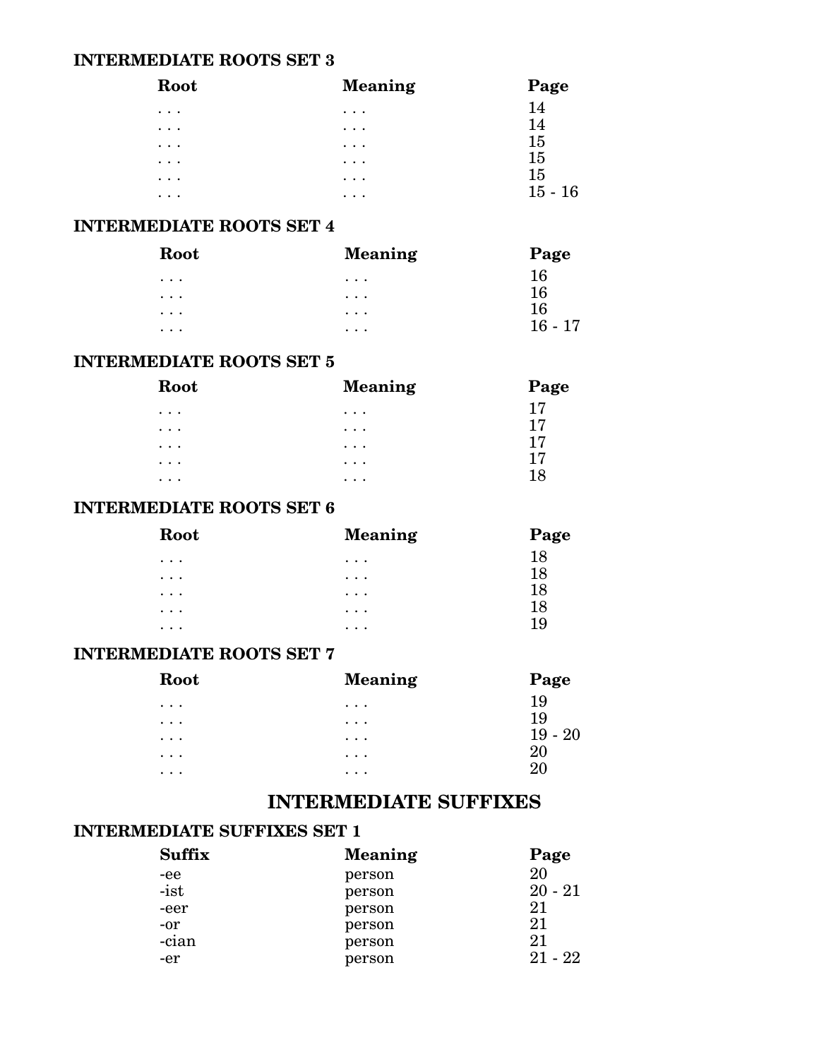### INTERMEDIATE ROOTS SET 3

| Root | Meaning | Page |
|---|---|---|
| . . . | . . . | 14 |
| . . . | . . . | 14 |
| . . . | . . . | 15 |
| . . . | . . . | 15 |
| . . . | . . . | 15 |
| . . . | . . . | 15 - 16 |

### INTERMEDIATE ROOTS SET 4

| Root | Meaning | Page |
|---|---|---|
| . . . | . . . | 16 |
| . . . | . . . | 16 |
| . . . | . . . | 16 |
| . . . | . . . | 16 - 17 |

### INTERMEDIATE ROOTS SET 5

| Root | Meaning | Page |
|---|---|---|
| . . . | . . . | 17 |
| . . . | . . . | 17 |
| . . . | . . . | 17 |
| . . . | . . . | 17 |
| . . . | . . . | 18 |

### INTERMEDIATE ROOTS SET 6

| Root | Meaning | Page |
|---|---|---|
| . . . | . . . | 18 |
| . . . | . . . | 18 |
| . . . | . . . | 18 |
| . . . | . . . | 18 |
| . . . | . . . | 19 |

### INTERMEDIATE ROOTS SET 7

| Root | Meaning | Page |
|---|---|---|
| . . . | . . . | 19 |
| . . . | . . . | 19 |
| . . . | . . . | 19 - 20 |
| . . . | . . . | 20 |
| . . . | . . . | 20 |

## INTERMEDIATE SUFFIXES

### INTERMEDIATE SUFFIXES SET 1

| Suffix | Meaning | Page |
|---|---|---|
| -ee | person | 20 |
| -ist | person | 20 - 21 |
| -eer | person | 21 |
| -or | person | 21 |
| -cian | person | 21 |
| -er | person | 21 - 22 |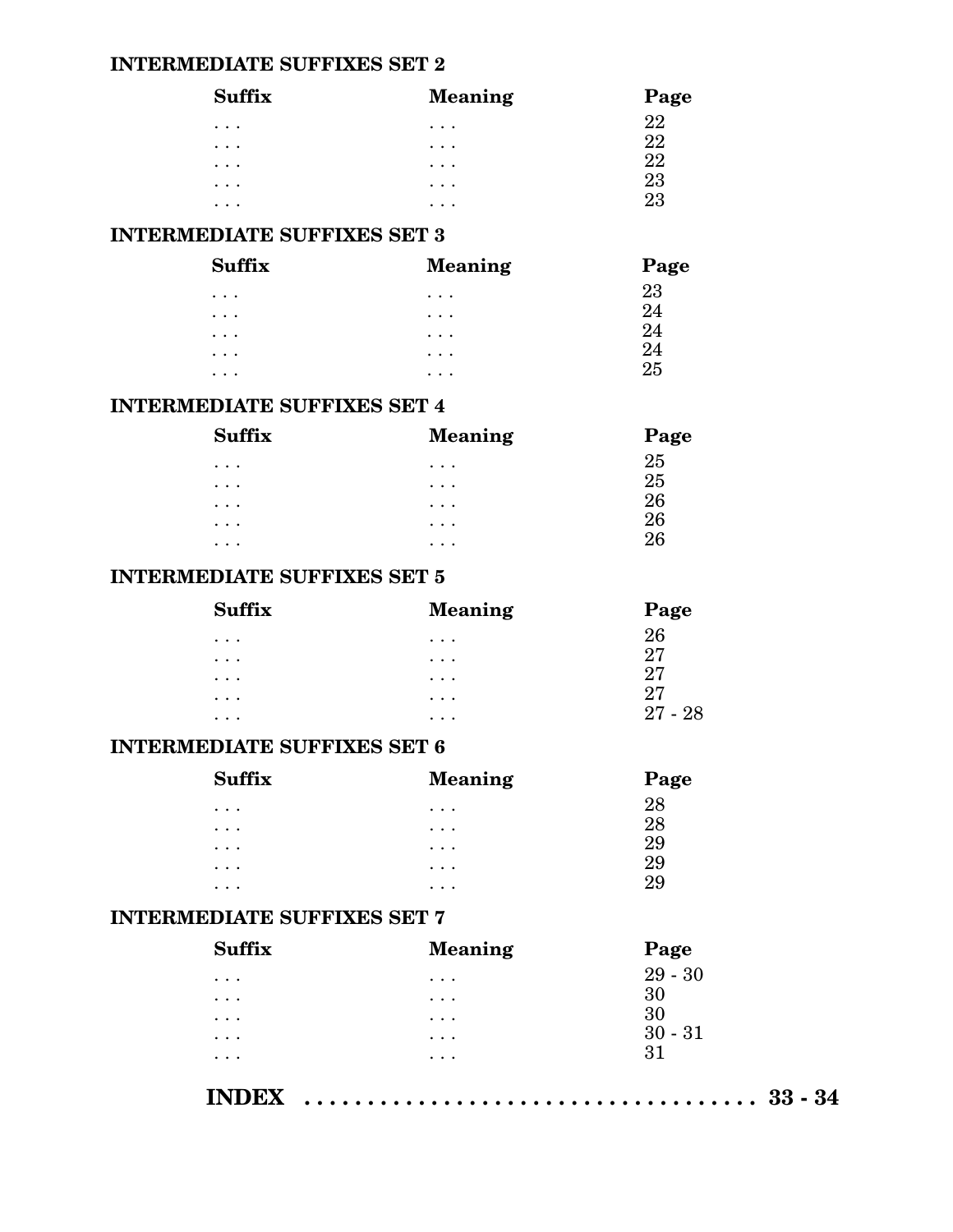### INTERMEDIATE SUFFIXES SET 2

| Suffix | Meaning | Page |
|---|---|---|
| . . . | . . . | 22 |
| . . . | . . . | 22 |
| . . . | . . . | 22 |
| . . . | . . . | 23 |
| . . . | . . . | 23 |

### INTERMEDIATE SUFFIXES SET 3

| Suffix | Meaning | Page |
|---|---|---|
| . . . | . . . | 23 |
| . . . | . . . | 24 |
| . . . | . . . | 24 |
| . . . | . . . | 24 |
| . . . | . . . | 25 |

### INTERMEDIATE SUFFIXES SET 4

| Suffix | Meaning | Page |
|---|---|---|
| . . . | . . . | 25 |
| . . . | . . . | 25 |
| . . . | . . . | 26 |
| . . . | . . . | 26 |
| . . . | . . . | 26 |

### INTERMEDIATE SUFFIXES SET 5

| Suffix | Meaning | Page |
|---|---|---|
| . . . | . . . | 26 |
| . . . | . . . | 27 |
| . . . | . . . | 27 |
| . . . | . . . | 27 |
| . . . | . . . | 27 - 28 |

### INTERMEDIATE SUFFIXES SET 6

| Suffix | Meaning | Page |
|---|---|---|
| . . . | . . . | 28 |
| . . . | . . . | 28 |
| . . . | . . . | 29 |
| . . . | . . . | 29 |
| . . . | . . . | 29 |

### INTERMEDIATE SUFFIXES SET 7

| Suffix | Meaning | Page |
|---|---|---|
| . . . | . . . | 29 - 30 |
| . . . | . . . | 30 |
| . . . | . . . | 30 |
| . . . | . . . | 30 - 31 |
| . . . | . . . | 31 |

**INDEX . . . . . . . . . . . . . . . . . . . . . . . . . . . . . . . . . . . 33 - 34**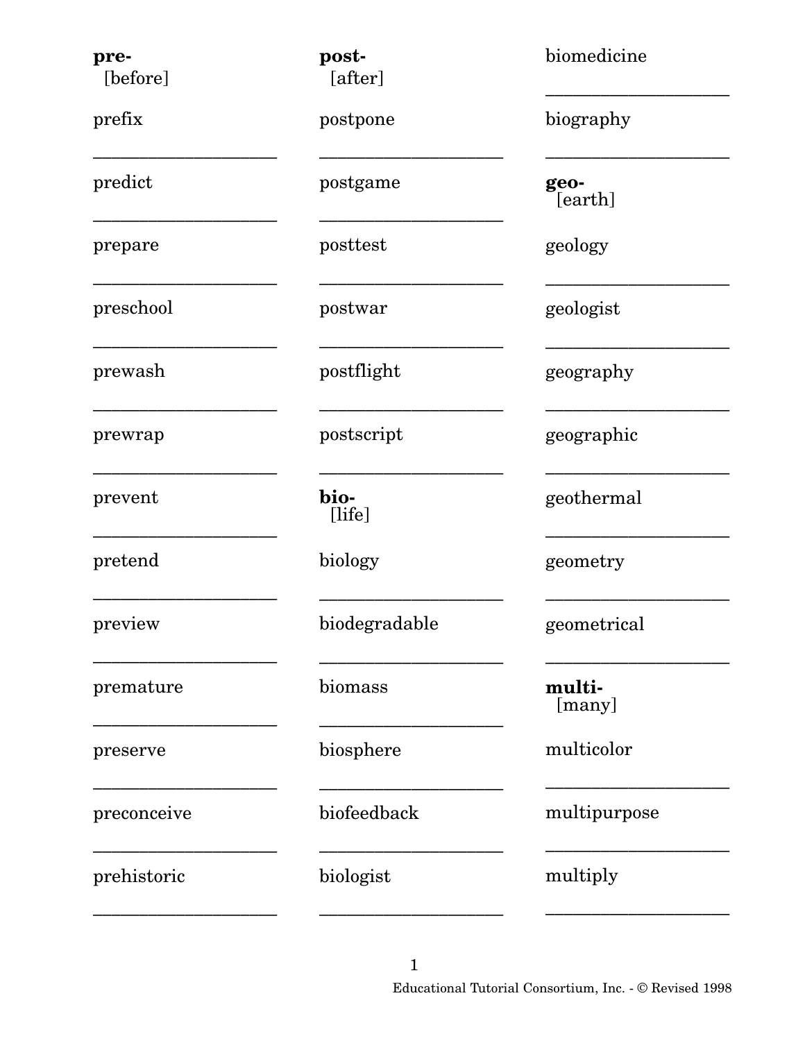**pre-**
[before]

prefix

___________________

predict

___________________

prepare

___________________

preschool

___________________

prewash

___________________

prewrap

___________________

prevent

___________________

pretend

___________________

preview

___________________

premature

___________________

preserve

___________________

preconceive

___________________

prehistoric

___________________

**post-**
[after]

postpone

___________________

postgame

___________________

posttest

___________________

postwar

___________________

postflight

___________________

postscript

___________________

**bio-**
[life]

biology

___________________

biodegradable

___________________

biomass

___________________

biosphere

___________________

biofeedback

___________________

biologist

___________________

biomedicine

___________________

biography

___________________

**geo-**
[earth]

geology

___________________

geologist

___________________

geography

___________________

geographic

___________________

geothermal

___________________

geometry

___________________

geometrical

___________________

**multi-**
[many]

multicolor

___________________

multipurpose

___________________

multiply

___________________

Educational Tutorial Consortium, Inc. - © Revised 1998